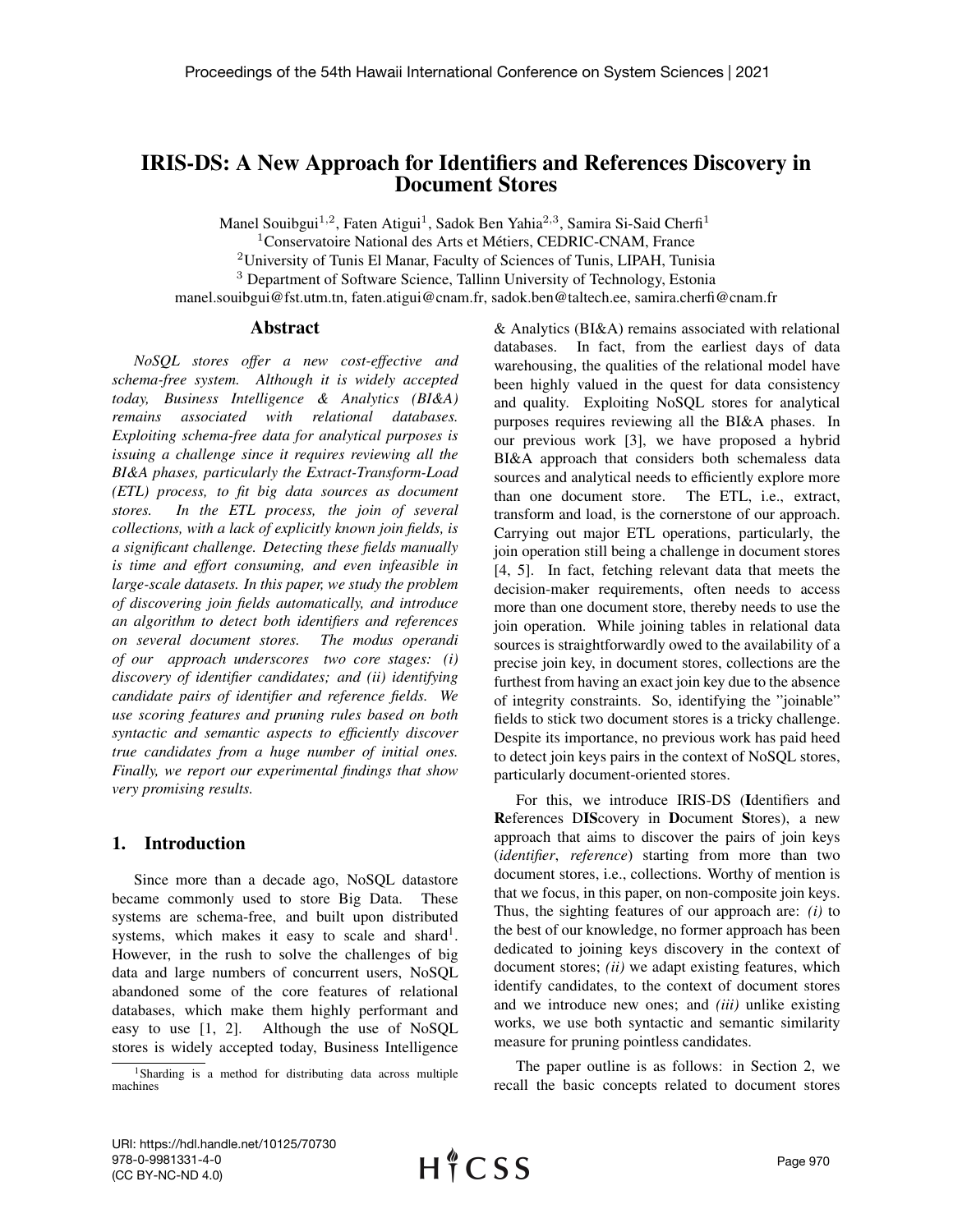# IRIS-DS: A New Approach for Identifiers and References Discovery in Document Stores

Manel Souibgui[1,2], Faten Atigui[1], Sadok Ben Yahia[2,3], Samira Si-Said Cherfi[1]

[1]Conservatoire National des Arts et Métiers, CEDRIC-CNAM, France

[2]University of Tunis El Manar, Faculty of Sciences of Tunis, LIPAH, Tunisia

[3] Department of Software Science, Tallinn University of Technology, Estonia

manel.souibgui@fst.utm.tn, faten.atigui@cnam.fr, sadok.ben@taltech.ee, samira.cherfi@cnam.fr

## Abstract

*NoSQL stores offer a new cost-effective and schema-free system. Although it is widely accepted today, Business Intelligence & Analytics (BI&A) remains associated with relational databases. Exploiting schema-free data for analytical purposes is issuing a challenge since it requires reviewing all the BI&A phases, particularly the Extract-Transform-Load (ETL) process, to fit big data sources as document stores. In the ETL process, the join of several collections, with a lack of explicitly known join fields, is a significant challenge. Detecting these fields manually is time and effort consuming, and even infeasible in large-scale datasets. In this paper, we study the problem of discovering join fields automatically, and introduce an algorithm to detect both identifiers and references on several document stores. The modus operandi of our approach underscores two core stages: (i) discovery of identifier candidates; and (ii) identifying candidate pairs of identifier and reference fields. We use scoring features and pruning rules based on both syntactic and semantic aspects to efficiently discover true candidates from a huge number of initial ones. Finally, we report our experimental findings that show very promising results.*

## 1. Introduction

Since more than a decade ago, NoSQL datastore became commonly used to store Big Data. These systems are schema-free, and built upon distributed systems, which makes it easy to scale and shard[1]. However, in the rush to solve the challenges of big data and large numbers of concurrent users, NoSQL abandoned some of the core features of relational databases, which make them highly performant and easy to use [1, 2]. Although the use of NoSQL stores is widely accepted today, Business Intelligence & Analytics (BI&A) remains associated with relational databases. In fact, from the earliest days of data warehousing, the qualities of the relational model have been highly valued in the quest for data consistency and quality. Exploiting NoSQL stores for analytical purposes requires reviewing all the BI&A phases. In our previous work [3], we have proposed a hybrid BI&A approach that considers both schemaless data sources and analytical needs to efficiently explore more than one document store. The ETL, i.e., extract, transform and load, is the cornerstone of our approach. Carrying out major ETL operations, particularly, the join operation still being a challenge in document stores [4, 5]. In fact, fetching relevant data that meets the decision-maker requirements, often needs to access more than one document store, thereby needs to use the join operation. While joining tables in relational data sources is straightforwardly owed to the availability of a precise join key, in document stores, collections are the furthest from having an exact join key due to the absence of integrity constraints. So, identifying the "joinable" fields to stick two document stores is a tricky challenge. Despite its importance, no previous work has paid heed to detect join keys pairs in the context of NoSQL stores, particularly document-oriented stores.

For this, we introduce IRIS-DS (**I**dentifiers and **R**eferences D**IS**covery in **D**ocument **S**tores), a new approach that aims to discover the pairs of join keys (*identifier*, *reference*) starting from more than two document stores, i.e., collections. Worthy of mention is that we focus, in this paper, on non-composite join keys. Thus, the sighting features of our approach are: *(i)* to the best of our knowledge, no former approach has been dedicated to joining keys discovery in the context of document stores; *(ii)* we adapt existing features, which identify candidates, to the context of document stores and we introduce new ones; and *(iii)* unlike existing works, we use both syntactic and semantic similarity measure for pruning pointless candidates.

The paper outline is as follows: in Section 2, we recall the basic concepts related to document stores

[1]Sharding is a method for distributing data across multiple machines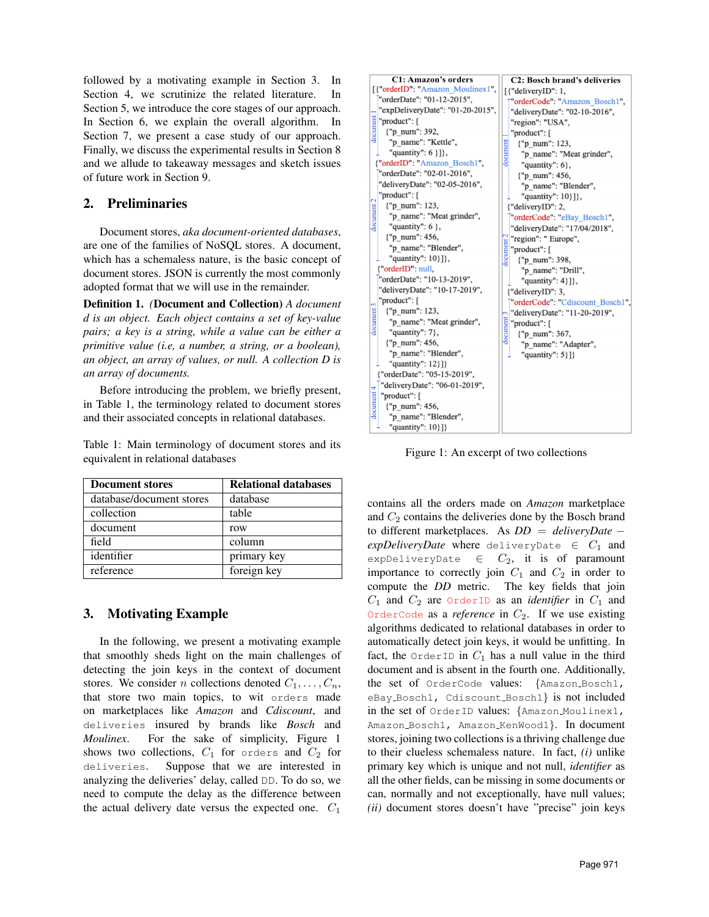followed by a motivating example in Section 3. In Section 4, we scrutinize the related literature. In Section 5, we introduce the core stages of our approach. In Section 6, we explain the overall algorithm. In Section 7, we present a case study of our approach. Finally, we discuss the experimental results in Section 8 and we allude to takeaway messages and sketch issues of future work in Section 9.

## 2. Preliminaries

Document stores, *aka document-oriented databases*, are one of the families of NoSQL stores. A document, which has a schemaless nature, is the basic concept of document stores. JSON is currently the most commonly adopted format that we will use in the remainder.

**Definition 1.** *(**Document and Collection**) A document d is an object. Each object contains a set of key-value pairs; a key is a string, while a value can be either a primitive value (i.e, a number, a string, or a boolean), an object, an array of values, or null. A collection D is an array of documents.*

Before introducing the problem, we briefly present, in Table 1, the terminology related to document stores and their associated concepts in relational databases.

Table 1: Main terminology of document stores and its equivalent in relational databases

| Document stores | Relational databases |
|---|---|
| database/document stores | database |
| collection | table |
| document | row |
| field | column |
| identifier | primary key |
| reference | foreign key |

## 3. Motivating Example

In the following, we present a motivating example that smoothly sheds light on the main challenges of detecting the join keys in the context of document stores. We consider $n$ collections denoted $C_1, \ldots, C_n$, that store two main topics, to wit `orders` made on marketplaces like *Amazon* and *Cdiscount*, and `deliveries` insured by brands like *Bosch* and *Moulinex*. For the sake of simplicity, Figure 1 shows two collections, $C_1$ for `orders` and $C_2$ for `deliveries`. Suppose that we are interested in analyzing the deliveries' delay, called `DD`. To do so, we need to compute the delay as the difference between the actual delivery date versus the expected one. $C_1$

**C1: Amazon's orders**

```
[{"orderID": "Amazon_Moulinex1",
  "orderDate": "01-12-2015",
  "expDeliveryDate": "01-20-2015",
  "product": [
    {"p_num": 392,
     "p_name": "Kettle",
     "quantity": 6 }]},
 {"orderID": "Amazon_Bosch1",
  "orderDate": "02-01-2016",
  "deliveryDate": "02-05-2016",
  "product": [
    {"p_num": 123,
     "p_name": "Meat grinder",
     "quantity": 6 },
    {"p_num": 456,
     "p_name": "Blender",
     "quantity": 10}]},
 {"orderID": null,
  "orderDate": "10-13-2019",
  "deliveryDate": "10-17-2019",
  "product": [
    {"p_num": 123,
     "p_name": "Meat grinder",
     "quantity": 7},
    {"p_num": 456,
     "p_name": "Blender",
     "quantity": 12}]}
 {"orderDate": "05-15-2019",
  "deliveryDate": "06-01-2019",
  "product": [
    {"p_num": 456,
     "p_name": "Blender",
     "quantity": 10}]}
```

**C2: Bosch brand's deliveries**

```
[{"deliveryID": 1,
  "orderCode": "Amazon_Bosch1",
  "deliveryDate": "02-10-2016",
  "region": "USA",
  "product": [
    {"p_num": 123,
     "p_name": "Meat grinder",
     "quantity": 6},
    {"p_num": 456,
     "p_name": "Blender",
     "quantity": 10}]},
 {"deliveryID": 2,
  "orderCode": "eBay_Bosch1",
  "deliveryDate": "17/04/2018",
  "region": " Europe",
  "product": [
    {"p_num": 398,
     "p_name": "Drill",
     "quantity": 4}]},
 {"deliveryID": 3,
  "orderCode": "Cdiscount_Bosch1",
  "deliveryDate": "11-20-2019",
  "product": [
    {"p_num": 367,
     "p_name": "Adapter",
     "quantity": 5}]}
```

Figure 1: An excerpt of two collections

contains all the orders made on *Amazon* marketplace and $C_2$ contains the deliveries done by the Bosch brand to different marketplaces. As *DD* = *deliveryDate* − *expDeliveryDate* where `deliveryDate` $\in C_1$ and `expDeliveryDate` $\in C_2$, it is of paramount importance to correctly join $C_1$ and $C_2$ in order to compute the *DD* metric. The key fields that join $C_1$ and $C_2$ are `OrderID` as an *identifier* in $C_1$ and `OrderCode` as a *reference* in $C_2$. If we use existing algorithms dedicated to relational databases in order to automatically detect join keys, it would be unfitting. In fact, the `OrderID` in $C_1$ has a null value in the third document and is absent in the fourth one. Additionally, the set of `OrderCode` values: {`Amazon_Bosch1, eBay_Bosch1, Cdiscount_Bosch1`} is not included in the set of `OrderID` values: {`Amazon_Moulinex1, Amazon_Bosch1, Amazon_KenWood1`}. In document stores, joining two collections is a thriving challenge due to their clueless schemaless nature. In fact, *(i)* unlike primary key which is unique and not null, *identifier* as all the other fields, can be missing in some documents or can, normally and not exceptionally, have null values; *(ii)* document stores doesn't have "precise" join keys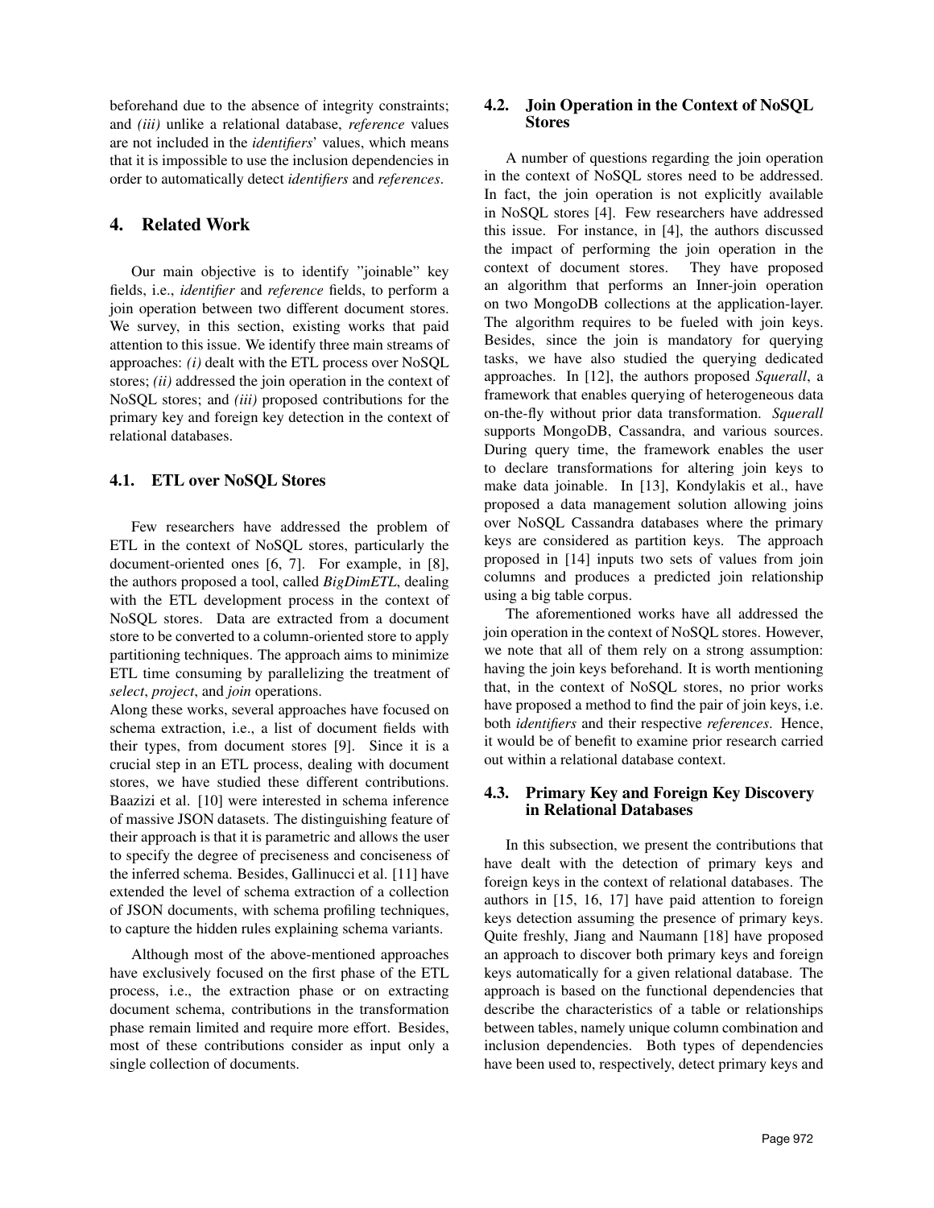beforehand due to the absence of integrity constraints; and *(iii)* unlike a relational database, *reference* values are not included in the *identifiers*' values, which means that it is impossible to use the inclusion dependencies in order to automatically detect *identifiers* and *references*.

## 4. Related Work

Our main objective is to identify "joinable" key fields, i.e., *identifier* and *reference* fields, to perform a join operation between two different document stores. We survey, in this section, existing works that paid attention to this issue. We identify three main streams of approaches: *(i)* dealt with the ETL process over NoSQL stores; *(ii)* addressed the join operation in the context of NoSQL stores; and *(iii)* proposed contributions for the primary key and foreign key detection in the context of relational databases.

### 4.1. ETL over NoSQL Stores

Few researchers have addressed the problem of ETL in the context of NoSQL stores, particularly the document-oriented ones [6, 7]. For example, in [8], the authors proposed a tool, called *BigDimETL*, dealing with the ETL development process in the context of NoSQL stores. Data are extracted from a document store to be converted to a column-oriented store to apply partitioning techniques. The approach aims to minimize ETL time consuming by parallelizing the treatment of *select*, *project*, and *join* operations.
Along these works, several approaches have focused on schema extraction, i.e., a list of document fields with their types, from document stores [9]. Since it is a crucial step in an ETL process, dealing with document stores, we have studied these different contributions. Baazizi et al. [10] were interested in schema inference of massive JSON datasets. The distinguishing feature of their approach is that it is parametric and allows the user to specify the degree of preciseness and conciseness of the inferred schema. Besides, Gallinucci et al. [11] have extended the level of schema extraction of a collection of JSON documents, with schema profiling techniques, to capture the hidden rules explaining schema variants.

Although most of the above-mentioned approaches have exclusively focused on the first phase of the ETL process, i.e., the extraction phase or on extracting document schema, contributions in the transformation phase remain limited and require more effort. Besides, most of these contributions consider as input only a single collection of documents.

### 4.2. Join Operation in the Context of NoSQL Stores

A number of questions regarding the join operation in the context of NoSQL stores need to be addressed. In fact, the join operation is not explicitly available in NoSQL stores [4]. Few researchers have addressed this issue. For instance, in [4], the authors discussed the impact of performing the join operation in the context of document stores. They have proposed an algorithm that performs an Inner-join operation on two MongoDB collections at the application-layer. The algorithm requires to be fueled with join keys. Besides, since the join is mandatory for querying tasks, we have also studied the querying dedicated approaches. In [12], the authors proposed *Squerall*, a framework that enables querying of heterogeneous data on-the-fly without prior data transformation. *Squerall* supports MongoDB, Cassandra, and various sources. During query time, the framework enables the user to declare transformations for altering join keys to make data joinable. In [13], Kondylakis et al., have proposed a data management solution allowing joins over NoSQL Cassandra databases where the primary keys are considered as partition keys. The approach proposed in [14] inputs two sets of values from join columns and produces a predicted join relationship using a big table corpus.

The aforementioned works have all addressed the join operation in the context of NoSQL stores. However, we note that all of them rely on a strong assumption: having the join keys beforehand. It is worth mentioning that, in the context of NoSQL stores, no prior works have proposed a method to find the pair of join keys, i.e. both *identifiers* and their respective *references*. Hence, it would be of benefit to examine prior research carried out within a relational database context.

### 4.3. Primary Key and Foreign Key Discovery in Relational Databases

In this subsection, we present the contributions that have dealt with the detection of primary keys and foreign keys in the context of relational databases. The authors in [15, 16, 17] have paid attention to foreign keys detection assuming the presence of primary keys. Quite freshly, Jiang and Naumann [18] have proposed an approach to discover both primary keys and foreign keys automatically for a given relational database. The approach is based on the functional dependencies that describe the characteristics of a table or relationships between tables, namely unique column combination and inclusion dependencies. Both types of dependencies have been used to, respectively, detect primary keys and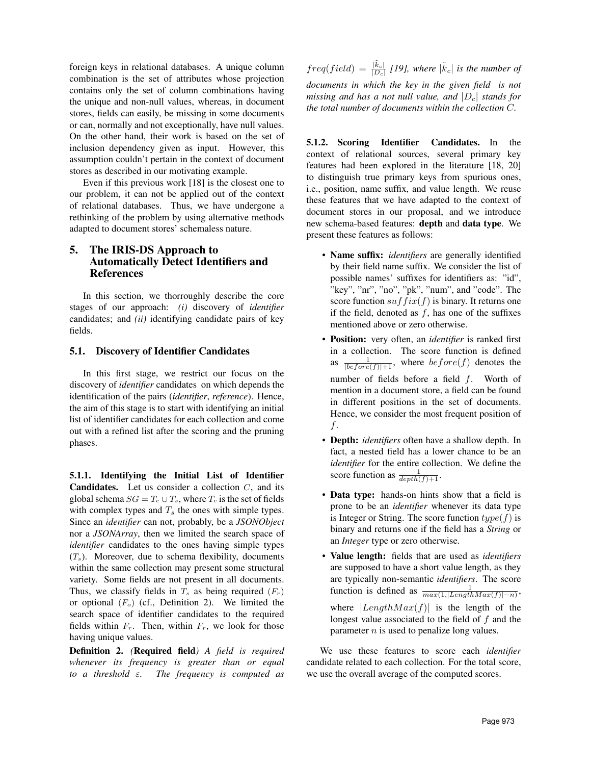foreign keys in relational databases. A unique column combination is the set of attributes whose projection contains only the set of column combinations having the unique and non-null values, whereas, in document stores, fields can easily, be missing in some documents or can, normally and not exceptionally, have null values. On the other hand, their work is based on the set of inclusion dependency given as input. However, this assumption couldn't pertain in the context of document stores as described in our motivating example.

Even if this previous work [18] is the closest one to our problem, it can not be applied out of the context of relational databases. Thus, we have undergone a rethinking of the problem by using alternative methods adapted to document stores' schemaless nature.

## 5. The IRIS-DS Approach to Automatically Detect Identifiers and References

In this section, we thorroughly describe the core stages of our approach: *(i)* discovery of *identifier* candidates; and *(ii)* identifying candidate pairs of key fields.

### 5.1. Discovery of Identifier Candidates

In this first stage, we restrict our focus on the discovery of *identifier* candidates on which depends the identification of the pairs (*identifier*, *reference*). Hence, the aim of this stage is to start with identifying an initial list of identifier candidates for each collection and come out with a refined list after the scoring and the pruning phases.

**5.1.1. Identifying the Initial List of Identifier Candidates.** Let us consider a collection $C$, and its global schema $SG = T_c \cup T_s$, where $T_c$ is the set of fields with complex types and $T_s$ the ones with simple types. Since an *identifier* can not, probably, be a *JSONObject* nor a *JSONArray*, then we limited the search space of *identifier* candidates to the ones having simple types ($T_s$). Moreover, due to schema flexibility, documents within the same collection may present some structural variety. Some fields are not present in all documents. Thus, we classify fields in $T_s$ as being required ($F_r$) or optional ($F_o$) (cf., Definition 2). We limited the search space of identifier candidates to the required fields within $F_r$. Then, within $F_r$, we look for those having unique values.

**Definition 2.** *(***Required field***) A field is required whenever its frequency is greater than or equal to a threshold $\varepsilon$. The frequency is computed as $freq(field) = \frac{|\tilde{k}_c|}{|D_c|}$ [19], where $|\tilde{k}_c|$ is the number of documents in which the key in the given field is not missing and has a not null value, and $|D_c|$ stands for the total number of documents within the collection $C$.*

**5.1.2. Scoring Identifier Candidates.** In the context of relational sources, several primary key features had been explored in the literature [18, 20] to distinguish true primary keys from spurious ones, i.e., position, name suffix, and value length. We reuse these features that we have adapted to the context of document stores in our proposal, and we introduce new schema-based features: **depth** and **data type**. We present these features as follows:

- **Name suffix:** *identifiers* are generally identified by their field name suffix. We consider the list of possible names' suffixes for identifiers as: "id", "key", "nr", "no", "pk", "num", and "code". The score function $suffix(f)$ is binary. It returns one if the field, denoted as $f$, has one of the suffixes mentioned above or zero otherwise.
- **Position:** very often, an *identifier* is ranked first in a collection. The score function is defined as $\frac{1}{|before(f)|+1}$, where $before(f)$ denotes the number of fields before a field $f$. Worth of mention in a document store, a field can be found in different positions in the set of documents. Hence, we consider the most frequent position of $f$.
- **Depth:** *identifiers* often have a shallow depth. In fact, a nested field has a lower chance to be an *identifier* for the entire collection. We define the score function as $\frac{1}{depth(f)+1}$.
- **Data type:** hands-on hints show that a field is prone to be an *identifier* whenever its data type is Integer or String. The score function $type(f)$ is binary and returns one if the field has a *String* or an *Integer* type or zero otherwise.
- **Value length:** fields that are used as *identifiers* are supposed to have a short value length, as they are typically non-semantic *identifiers*. The score function is defined as $\frac{1}{max(1,|LengthMax(f)|-n)}$, where $|LengthMax(f)|$ is the length of the longest value associated to the field of $f$ and the parameter $n$ is used to penalize long values.

We use these features to score each *identifier* candidate related to each collection. For the total score, we use the overall average of the computed scores.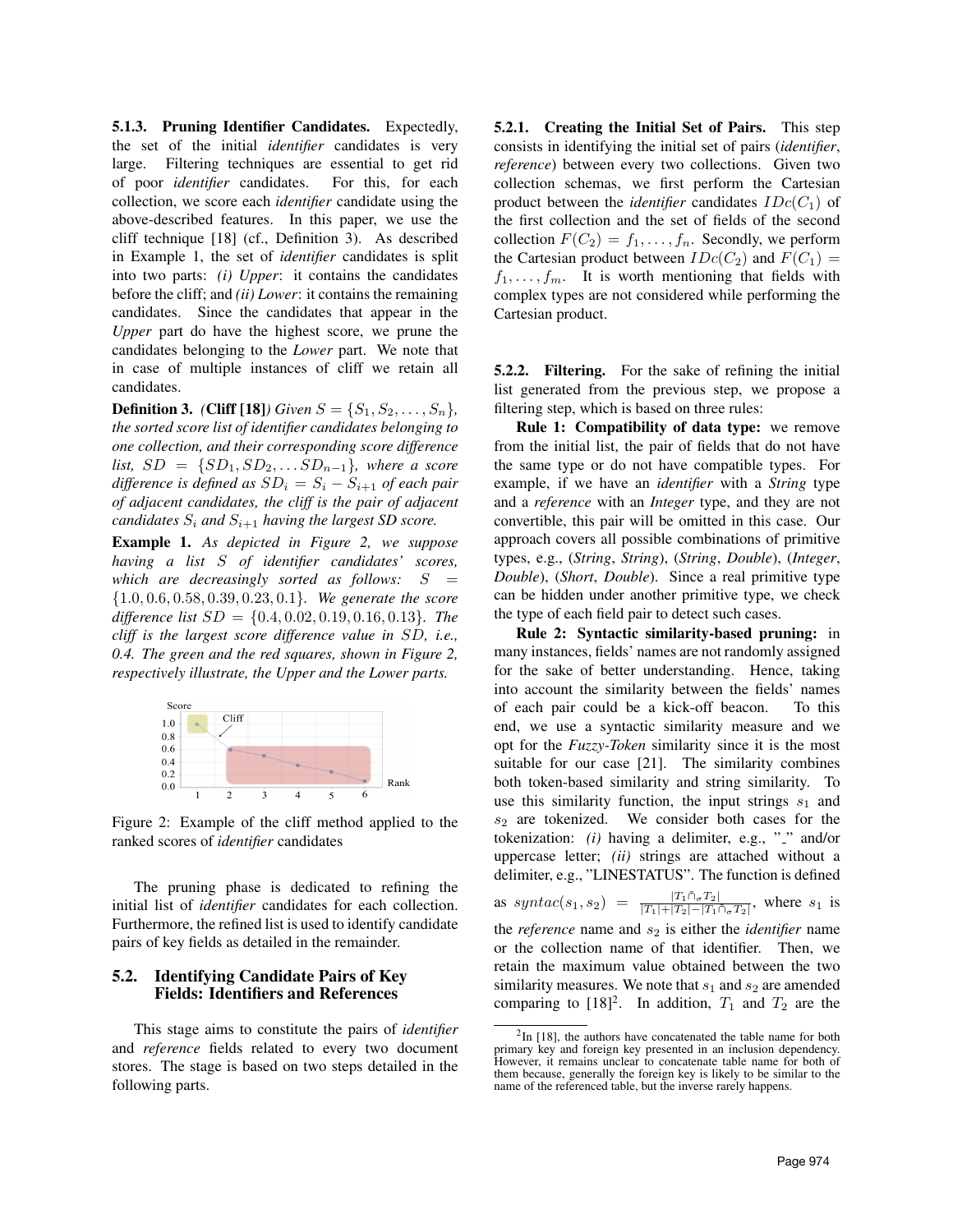**5.1.3. Pruning Identifier Candidates.** Expectedly, the set of the initial *identifier* candidates is very large. Filtering techniques are essential to get rid of poor *identifier* candidates. For this, for each collection, we score each *identifier* candidate using the above-described features. In this paper, we use the cliff technique [18] (cf., Definition 3). As described in Example 1, the set of *identifier* candidates is split into two parts: *(i) Upper*: it contains the candidates before the cliff; and *(ii) Lower*: it contains the remaining candidates. Since the candidates that appear in the *Upper* part do have the highest score, we prune the candidates belonging to the *Lower* part. We note that in case of multiple instances of cliff we retain all candidates.

**Definition 3.** *(**Cliff [18]**) Given $S = \{S_1, S_2, \ldots, S_n\}$, the sorted score list of identifier candidates belonging to one collection, and their corresponding score difference list, $SD = \{SD_1, SD_2, \ldots SD_{n-1}\}$, where a score difference is defined as $SD_i = S_i - S_{i+1}$ of each pair of adjacent candidates, the cliff is the pair of adjacent candidates $S_i$ and $S_{i+1}$ having the largest SD score.*

**Example 1.** *As depicted in Figure 2, we suppose having a list $S$ of identifier candidates' scores, which are decreasingly sorted as follows: $S = \{1.0, 0.6, 0.58, 0.39, 0.23, 0.1\}$. We generate the score difference list $SD = \{0.4, 0.02, 0.19, 0.16, 0.13\}$. The cliff is the largest score difference value in $SD$, i.e., 0.4. The green and the red squares, shown in Figure 2, respectively illustrate, the Upper and the Lower parts.*

Figure 2: Example of the cliff method applied to the ranked scores of *identifier* candidates

The pruning phase is dedicated to refining the initial list of *identifier* candidates for each collection. Furthermore, the refined list is used to identify candidate pairs of key fields as detailed in the remainder.

## 5.2. Identifying Candidate Pairs of Key Fields: Identifiers and References

This stage aims to constitute the pairs of *identifier* and *reference* fields related to every two document stores. The stage is based on two steps detailed in the following parts.

**5.2.1. Creating the Initial Set of Pairs.** This step consists in identifying the initial set of pairs (*identifier*, *reference*) between every two collections. Given two collection schemas, we first perform the Cartesian product between the *identifier* candidates $IDc(C_1)$ of the first collection and the set of fields of the second collection $F(C_2) = f_1, \ldots, f_n$. Secondly, we perform the Cartesian product between $IDc(C_2)$ and $F(C_1) = f_1, \ldots, f_m$. It is worth mentioning that fields with complex types are not considered while performing the Cartesian product.

**5.2.2. Filtering.** For the sake of refining the initial list generated from the previous step, we propose a filtering step, which is based on three rules:

**Rule 1: Compatibility of data type:** we remove from the initial list, the pair of fields that do not have the same type or do not have compatible types. For example, if we have an *identifier* with a *String* type and a *reference* with an *Integer* type, and they are not convertible, this pair will be omitted in this case. Our approach covers all possible combinations of primitive types, e.g., (*String*, *String*), (*String*, *Double*), (*Integer*, *Double*), (*Short*, *Double*). Since a real primitive type can be hidden under another primitive type, we check the type of each field pair to detect such cases.

**Rule 2: Syntactic similarity-based pruning:** in many instances, fields' names are not randomly assigned for the sake of better understanding. Hence, taking into account the similarity between the fields' names of each pair could be a kick-off beacon. To this end, we use a syntactic similarity measure and we opt for the *Fuzzy-Token* similarity since it is the most suitable for our case [21]. The similarity combines both token-based similarity and string similarity. To use this similarity function, the input strings $s_1$ and $s_2$ are tokenized. We consider both cases for the tokenization: *(i)* having a delimiter, e.g., "_" and/or uppercase letter; *(ii)* strings are attached without a delimiter, e.g., "LINESTATUS". The function is defined as $syntac(s_1, s_2) = \frac{|T_1 \tilde{\cap}_\sigma T_2|}{|T_1| + |T_2| - |T_1 \tilde{\cap}_\sigma T_2|}$, where $s_1$ is the *reference* name and $s_2$ is either the *identifier* name or the collection name of that identifier. Then, we retain the maximum value obtained between the two similarity measures. We note that $s_1$ and $s_2$ are amended comparing to [18][2]. In addition, $T_1$ and $T_2$ are the

[2] In [18], the authors have concatenated the table name for both primary key and foreign key presented in an inclusion dependency. However, it remains unclear to concatenate table name for both of them because, generally the foreign key is likely to be similar to the name of the referenced table, but the inverse rarely happens.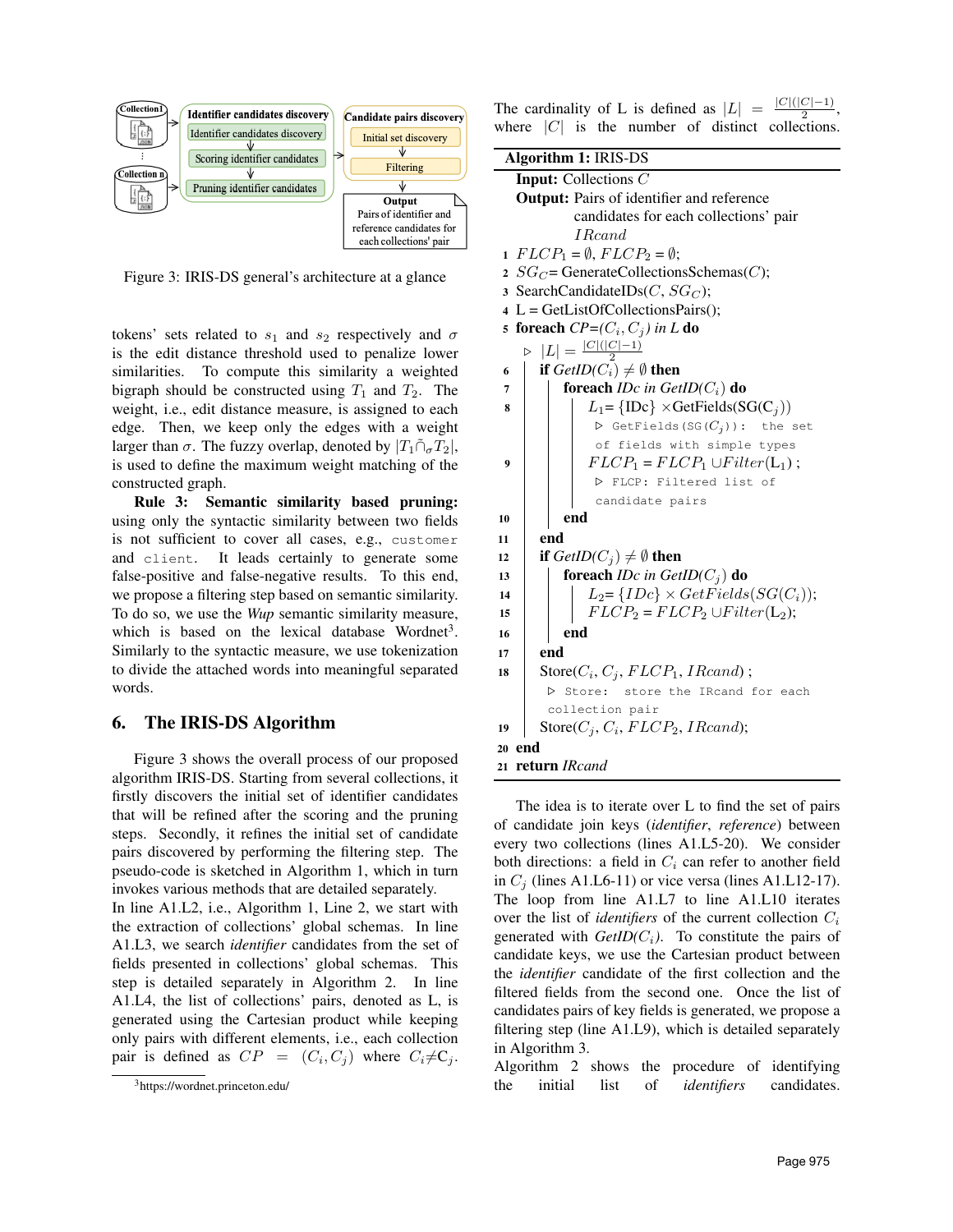Figure 3: IRIS-DS general's architecture at a glance

tokens' sets related to $s_1$ and $s_2$ respectively and $\sigma$ is the edit distance threshold used to penalize lower similarities. To compute this similarity a weighted bigraph should be constructed using $T_1$ and $T_2$. The weight, i.e., edit distance measure, is assigned to each edge. Then, we keep only the edges with a weight larger than $\sigma$. The fuzzy overlap, denoted by $|T_1 \tilde{\cap}_\sigma T_2|$, is used to define the maximum weight matching of the constructed graph.

**Rule 3: Semantic similarity based pruning:** using only the syntactic similarity between two fields is not sufficient to cover all cases, e.g., `customer` and `client`. It leads certainly to generate some false-positive and false-negative results. To this end, we propose a filtering step based on semantic similarity. To do so, we use the *Wup* semantic similarity measure, which is based on the lexical database Wordnet[3]. Similarly to the syntactic measure, we use tokenization to divide the attached words into meaningful separated words.

## 6. The IRIS-DS Algorithm

Figure 3 shows the overall process of our proposed algorithm IRIS-DS. Starting from several collections, it firstly discovers the initial set of identifier candidates that will be refined after the scoring and the pruning steps. Secondly, it refines the initial set of candidate pairs discovered by performing the filtering step. The pseudo-code is sketched in Algorithm 1, which in turn invokes various methods that are detailed separately.

In line A1.L2, i.e., Algorithm 1, Line 2, we start with the extraction of collections' global schemas. In line A1.L3, we search *identifier* candidates from the set of fields presented in collections' global schemas. This step is detailed separately in Algorithm 2. In line A1.L4, the list of collections' pairs, denoted as L, is generated using the Cartesian product while keeping only pairs with different elements, i.e., each collection pair is defined as $CP = (C_i, C_j)$ where $C_i \neq C_j$. The cardinality of L is defined as $|L| = \frac{|C|(|C|-1)}{2}$, where $|C|$ is the number of distinct collections.

[3] https://wordnet.princeton.edu/

**Algorithm 1: IRIS-DS**

```
Input: Collections C
Output: Pairs of identifier and reference
        candidates for each collections' pair
        IRcand
1  FLCP1 = ∅, FLCP2 = ∅;
2  SG_C = GenerateCollectionsSchemas(C);
3  SearchCandidateIDs(C, SG_C);
4  L = GetListOfCollectionsPairs();
5  foreach CP=(C_i, C_j) in L do
      ▷ |L| = |C|(|C|-1)/2
6     if GetID(C_i) ≠ ∅ then
7        foreach IDc in GetID(C_i) do
8           L1= {IDc} × GetFields(SG(C_j))
              ▷ GetFields(SG(C_j)): the set
              of fields with simple types
9           FLCP1 = FLCP1 ∪ Filter(L1) ;
              ▷ FLCP: Filtered list of
              candidate pairs
10       end
11    end
12    if GetID(C_j) ≠ ∅ then
13       foreach IDc in GetID(C_j) do
14          L2= {IDc} × GetFields(SG(C_i));
15          FLCP2 = FLCP2 ∪ Filter(L2);
16       end
17    end
18    Store(C_i, C_j, FLCP1, IRcand) ;
        ▷ Store: store the IRcand for each
        collection pair
19    Store(C_j, C_i, FLCP2, IRcand);
20 end
21 return IRcand
```

The idea is to iterate over L to find the set of pairs of candidate join keys (*identifier*, *reference*) between every two collections (lines A1.L5-20). We consider both directions: a field in $C_i$ can refer to another field in $C_j$ (lines A1.L6-11) or vice versa (lines A1.L12-17). The loop from line A1.L7 to line A1.L10 iterates over the list of *identifiers* of the current collection $C_i$ generated with *GetID($C_i$)*. To constitute the pairs of candidate keys, we use the Cartesian product between the *identifier* candidate of the first collection and the filtered fields from the second one. Once the list of candidates pairs of key fields is generated, we propose a filtering step (line A1.L9), which is detailed separately in Algorithm 3.

Algorithm 2 shows the procedure of identifying the initial list of *identifiers* candidates.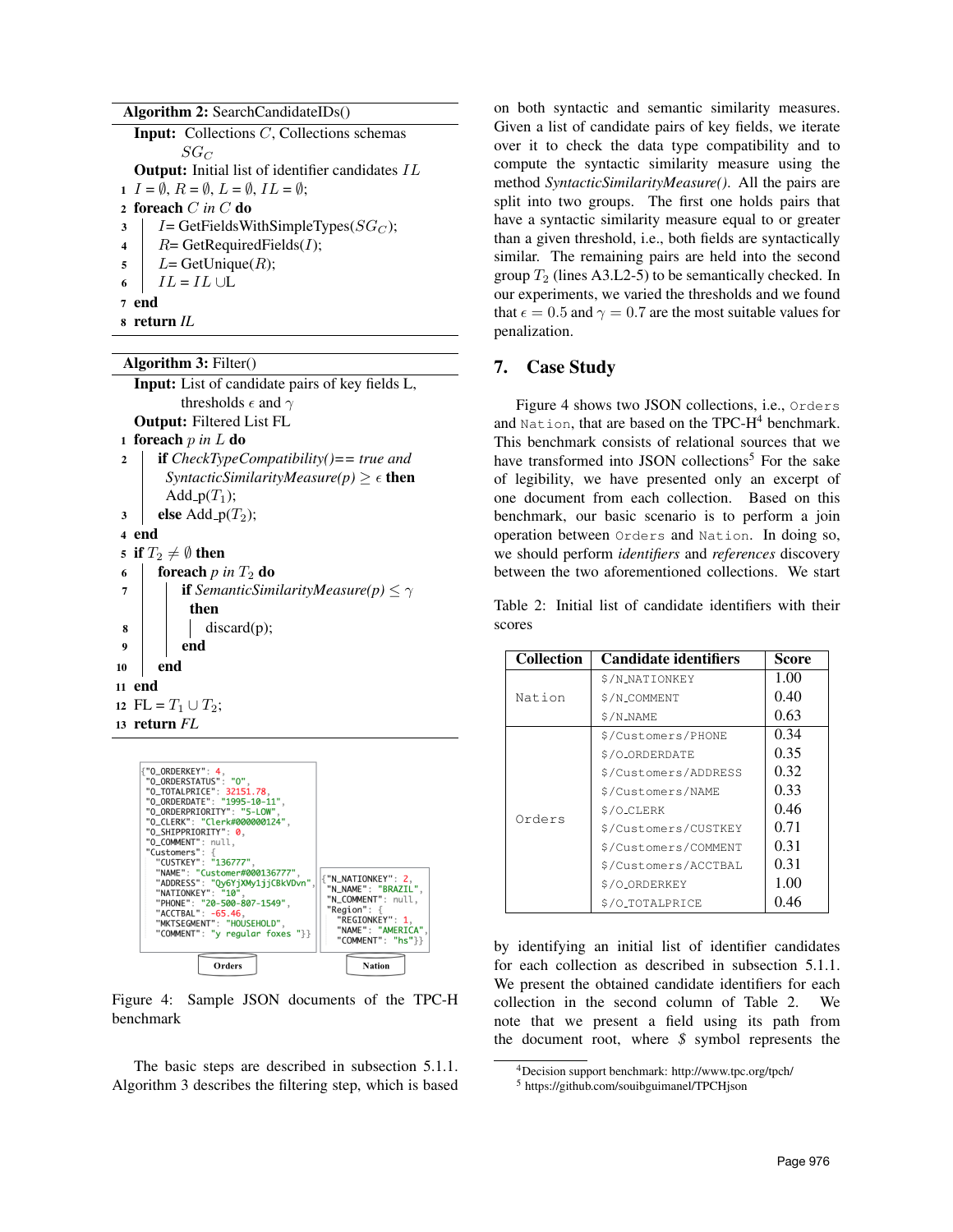**Algorithm 2:** SearchCandidateIDs()

**Input:** Collections $C$, Collections schemas $SG_C$

**Output:** Initial list of identifier candidates $IL$

```
1  I = ∅, R = ∅, L = ∅, IL = ∅;
2  foreach C in C do
3  |  I= GetFieldsWithSimpleTypes(SG_C);
4  |  R= GetRequiredFields(I);
5  |  L= GetUnique(R);
6  |  IL = IL ∪L
7  end
8  return IL
```

**Algorithm 3:** Filter()

**Input:** List of candidate pairs of key fields L, thresholds $\epsilon$ and $\gamma$

**Output:** Filtered List FL

```
1  foreach p in L do
2  |  if CheckTypeCompatibility()== true and
   |    SyntacticSimilarityMeasure(p) ≥ ε then
   |    Add_p(T1);
3  |  else Add_p(T2);
4  end
5  if T2 ≠ ∅ then
6  |  foreach p in T2 do
7  |  |  if SemanticSimilarityMeasure(p) ≤ γ
   |  |    then
8  |  |  |  discard(p);
9  |  |  end
10 |  end
11 end
12 FL = T1 ∪ T2;
13 return FL
```

```
{"O_ORDERKEY": 4,
 "O_ORDERSTATUS": "O",
 "O_TOTALPRICE": 32151.78,
 "O_ORDERDATE": "1995-10-11",
 "O_ORDERPRIORITY": "5-LOW",
 "O_CLERK": "Clerk#000000124",
 "O_SHIPPRIORITY": 0,
 "O_COMMENT": null,
 "Customers": {
   "CUSTKEY": "136777",
   "NAME": "Customer#000136777",
   "ADDRESS": "QyGYjXMy1jjCBkVDvn",
   "NATIONKEY": "10",
   "PHONE": "20-500-807-1549",
   "ACCTBAL": -65.46,
   "MKTSEGMENT": "HOUSEHOLD",
   "COMMENT": "y regular foxes "}}
```

```
{"N_NATIONKEY": 2,
 "N_NAME": "BRAZIL",
 "N_COMMENT": null,
 "Region": {
   "REGIONKEY": 1,
   "NAME": "AMERICA",
   "COMMENT": "hs"}}
```

Orders — Nation

Figure 4: Sample JSON documents of the TPC-H benchmark

The basic steps are described in subsection 5.1.1. Algorithm 3 describes the filtering step, which is based on both syntactic and semantic similarity measures. Given a list of candidate pairs of key fields, we iterate over it to check the data type compatibility and to compute the syntactic similarity measure using the method *SyntacticSimilarityMeasure()*. All the pairs are split into two groups. The first one holds pairs that have a syntactic similarity measure equal to or greater than a given threshold, i.e., both fields are syntactically similar. The remaining pairs are held into the second group $T_2$ (lines A3.L2-5) to be semantically checked. In our experiments, we varied the thresholds and we found that $\epsilon = 0.5$ and $\gamma = 0.7$ are the most suitable values for penalization.

## 7. Case Study

Figure 4 shows two JSON collections, i.e., `Orders` and `Nation`, that are based on the TPC-H[4] benchmark. This benchmark consists of relational sources that we have transformed into JSON collections[5] For the sake of legibility, we have presented only an excerpt of one document from each collection. Based on this benchmark, our basic scenario is to perform a join operation between `Orders` and `Nation`. In doing so, we should perform *identifiers* and *references* discovery between the two aforementioned collections. We start by identifying an initial list of identifier candidates for each collection as described in subsection 5.1.1. We present the obtained candidate identifiers for each collection in the second column of Table 2. We note that we present a field using its path from the document root, where $ symbol represents the

Table 2: Initial list of candidate identifiers with their scores

| Collection | Candidate identifiers | Score |
|---|---|---|
| Nation | `$/N_NATIONKEY` | 1.00 |
| | `$/N_COMMENT` | 0.40 |
| | `$/N_NAME` | 0.63 |
| Orders | `$/Customers/PHONE` | 0.34 |
| | `$/O_ORDERDATE` | 0.35 |
| | `$/Customers/ADDRESS` | 0.32 |
| | `$/Customers/NAME` | 0.33 |
| | `$/O_CLERK` | 0.46 |
| | `$/Customers/CUSTKEY` | 0.71 |
| | `$/Customers/COMMENT` | 0.31 |
| | `$/Customers/ACCTBAL` | 0.31 |
| | `$/O_ORDERKEY` | 1.00 |
| | `$/O_TOTALPRICE` | 0.46 |

[4]Decision support benchmark: http://www.tpc.org/tpch/

[5] https://github.com/souibguimanel/TPCHjson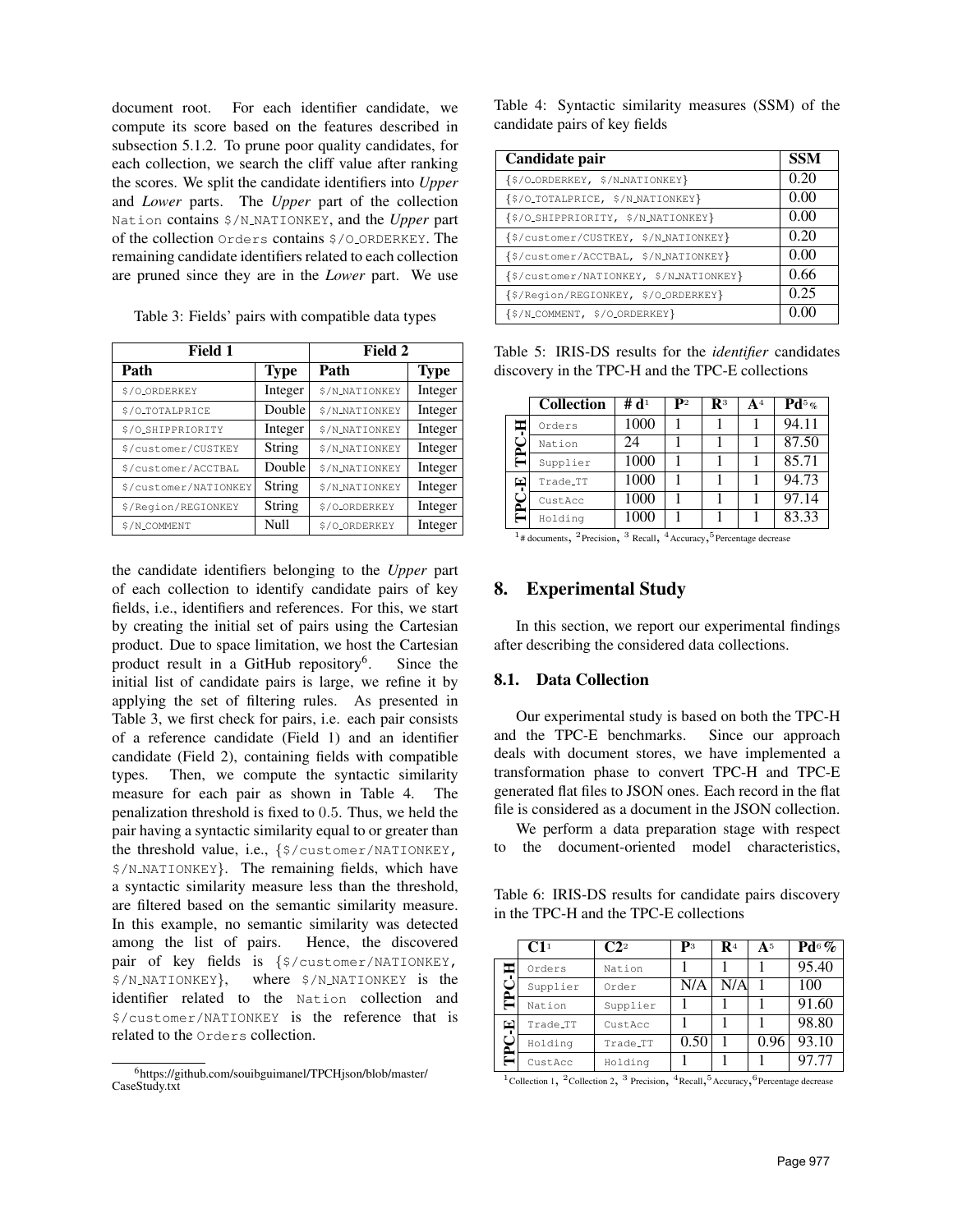document root. For each identifier candidate, we compute its score based on the features described in subsection 5.1.2. To prune poor quality candidates, for each collection, we search the cliff value after ranking the scores. We split the candidate identifiers into *Upper* and *Lower* parts. The *Upper* part of the collection `Nation` contains `$/N_NATIONKEY`, and the *Upper* part of the collection `Orders` contains `$/O_ORDERKEY`. The remaining candidate identifiers related to each collection are pruned since they are in the *Lower* part. We use

Table 3: Fields' pairs with compatible data types

| Field 1 | | Field 2 | |
|---|---|---|---|
| **Path** | **Type** | **Path** | **Type** |
| `$/O_ORDERKEY` | Integer | `$/N_NATIONKEY` | Integer |
| `$/O_TOTALPRICE` | Double | `$/N_NATIONKEY` | Integer |
| `$/O_SHIPPRIORITY` | Integer | `$/N_NATIONKEY` | Integer |
| `$/customer/CUSTKEY` | String | `$/N_NATIONKEY` | Integer |
| `$/customer/ACCTBAL` | Double | `$/N_NATIONKEY` | Integer |
| `$/customer/NATIONKEY` | String | `$/N_NATIONKEY` | Integer |
| `$/Region/REGIONKEY` | String | `$/O_ORDERKEY` | Integer |
| `$/N_COMMENT` | Null | `$/O_ORDERKEY` | Integer |

the candidate identifiers belonging to the *Upper* part of each collection to identify candidate pairs of key fields, i.e., identifiers and references. For this, we start by creating the initial set of pairs using the Cartesian product. Due to space limitation, we host the Cartesian product result in a GitHub repository[6]. Since the initial list of candidate pairs is large, we refine it by applying the set of filtering rules. As presented in Table 3, we first check for pairs, i.e. each pair consists of a reference candidate (Field 1) and an identifier candidate (Field 2), containing fields with compatible types. Then, we compute the syntactic similarity measure for each pair as shown in Table 4. The penalization threshold is fixed to 0.5. Thus, we held the pair having a syntactic similarity equal to or greater than the threshold value, i.e., {`$/customer/NATIONKEY`, `$/N_NATIONKEY`}. The remaining fields, which have a syntactic similarity measure less than the threshold, are filtered based on the semantic similarity measure. In this example, no semantic similarity was detected among the list of pairs. Hence, the discovered pair of key fields is {`$/customer/NATIONKEY`, `$/N_NATIONKEY`}, where `$/N_NATIONKEY` is the identifier related to the `Nation` collection and `$/customer/NATIONKEY` is the reference that is related to the `Orders` collection.

[6] https://github.com/souibguimanel/TPCHjson/blob/master/CaseStudy.txt

Table 4: Syntactic similarity measures (SSM) of the candidate pairs of key fields

| Candidate pair | SSM |
|---|---|
| {`$/O_ORDERKEY`, `$/N_NATIONKEY`} | 0.20 |
| {`$/O_TOTALPRICE`, `$/N_NATIONKEY`} | 0.00 |
| {`$/O_SHIPPRIORITY`, `$/N_NATIONKEY`} | 0.00 |
| {`$/customer/CUSTKEY`, `$/N_NATIONKEY`} | 0.20 |
| {`$/customer/ACCTBAL`, `$/N_NATIONKEY`} | 0.00 |
| {`$/customer/NATIONKEY`, `$/N_NATIONKEY`} | 0.66 |
| {`$/Region/REGIONKEY`, `$/O_ORDERKEY`} | 0.25 |
| {`$/N_COMMENT`, `$/O_ORDERKEY`} | 0.00 |

Table 5: IRIS-DS results for the *identifier* candidates discovery in the TPC-H and the TPC-E collections

| | Collection | # d[1] | P[2] | R[3] | A[4] | Pd[5] % |
|---|---|---|---|---|---|---|
| TPC-H | `Orders` | 1000 | 1 | 1 | 1 | 94.11 |
| | `Nation` | 24 | 1 | 1 | 1 | 87.50 |
| | `Supplier` | 1000 | 1 | 1 | 1 | 85.71 |
| TPC-E | `Trade_TT` | 1000 | 1 | 1 | 1 | 94.73 |
| | `CustAcc` | 1000 | 1 | 1 | 1 | 97.14 |
| | `Holding` | 1000 | 1 | 1 | 1 | 83.33 |

[1] # documents, [2] Precision, [3] Recall, [4] Accuracy, [5] Percentage decrease

## 8. Experimental Study

In this section, we report our experimental findings after describing the considered data collections.

### 8.1. Data Collection

Our experimental study is based on both the TPC-H and the TPC-E benchmarks. Since our approach deals with document stores, we have implemented a transformation phase to convert TPC-H and TPC-E generated flat files to JSON ones. Each record in the flat file is considered as a document in the JSON collection.

We perform a data preparation stage with respect to the document-oriented model characteristics,

Table 6: IRIS-DS results for candidate pairs discovery in the TPC-H and the TPC-E collections

| | C1[1] | C2[2] | P[3] | R[4] | A[5] | Pd[6] % |
|---|---|---|---|---|---|---|
| TPC-H | `Orders` | `Nation` | 1 | 1 | 1 | 95.40 |
| | `Supplier` | `Order` | N/A | N/A | 1 | 100 |
| | `Nation` | `Supplier` | 1 | 1 | 1 | 91.60 |
| TPC-E | `Trade_TT` | `CustAcc` | 1 | 1 | 1 | 98.80 |
| | `Holding` | `Trade_TT` | 0.50 | 1 | 0.96 | 93.10 |
| | `CustAcc` | `Holding` | 1 | 1 | 1 | 97.77 |

[1] Collection 1, [2] Collection 2, [3] Precision, [4] Recall, [5] Accuracy, [6] Percentage decrease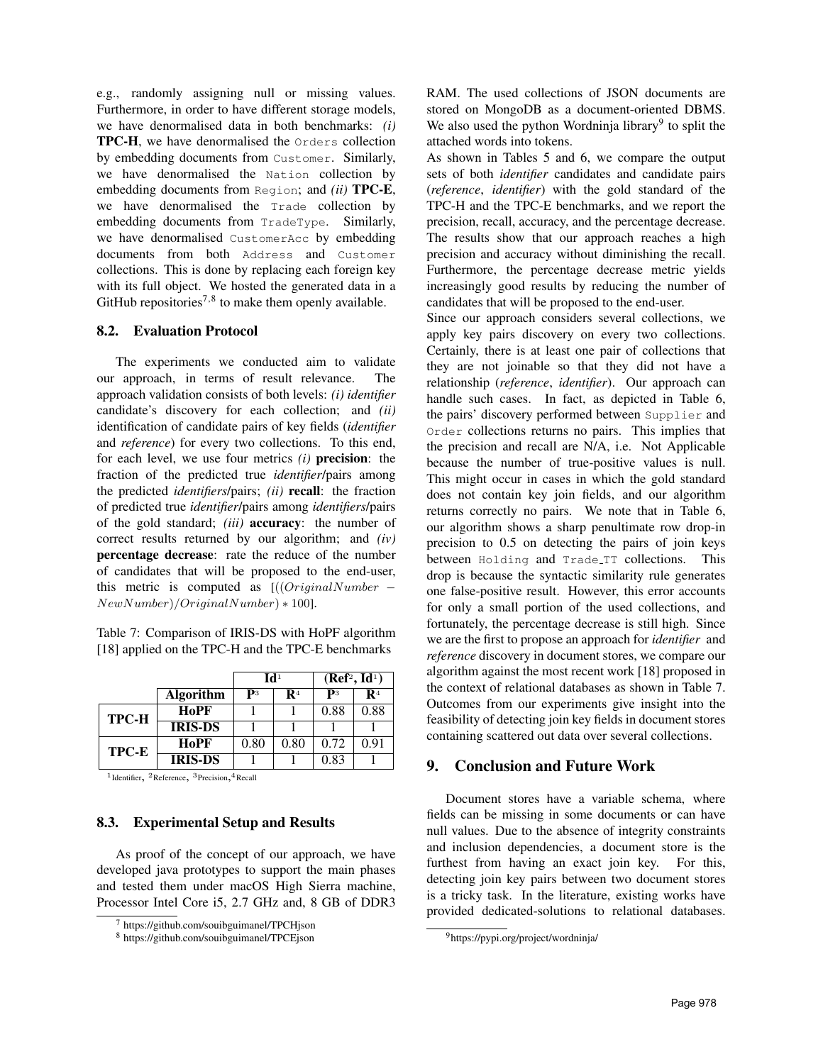e.g., randomly assigning null or missing values. Furthermore, in order to have different storage models, we have denormalised data in both benchmarks: *(i)* **TPC-H**, we have denormalised the `Orders` collection by embedding documents from `Customer`. Similarly, we have denormalised the `Nation` collection by embedding documents from `Region`; and *(ii)* **TPC-E**, we have denormalised the `Trade` collection by embedding documents from `TradeType`. Similarly, we have denormalised `CustomerAcc` by embedding documents from both `Address` and `Customer` collections. This is done by replacing each foreign key with its full object. We hosted the generated data in a GitHub repositories[7,8] to make them openly available.

### 8.2. Evaluation Protocol

The experiments we conducted aim to validate our approach, in terms of result relevance. The approach validation consists of both levels: *(i) identifier* candidate's discovery for each collection; and *(ii)* identification of candidate pairs of key fields (*identifier* and *reference*) for every two collections. To this end, for each level, we use four metrics *(i)* **precision**: the fraction of the predicted true *identifier*/pairs among the predicted *identifiers*/pairs; *(ii)* **recall**: the fraction of predicted true *identifier*/pairs among *identifiers*/pairs of the gold standard; *(iii)* **accuracy**: the number of correct results returned by our algorithm; and *(iv)* **percentage decrease**: rate the reduce of the number of candidates that will be proposed to the end-user, this metric is computed as $[((OriginalNumber - NewNumber)/OriginalNumber) * 100]$.

Table 7: Comparison of IRIS-DS with HoPF algorithm [18] applied on the TPC-H and the TPC-E benchmarks

| | | Id[1] | | (Ref[2], Id[1]) | |
|---|---|---|---|---|---|
| | **Algorithm** | **P**[3] | **R**[4] | **P**[3] | **R**[4] |
| **TPC-H** | **HoPF** | 1 | 1 | 0.88 | 0.88 |
| | **IRIS-DS** | 1 | 1 | 1 | 1 |
| **TPC-E** | **HoPF** | 0.80 | 0.80 | 0.72 | 0.91 |
| | **IRIS-DS** | 1 | 1 | 0.83 | 1 |

[1]Identifier, [2]Reference, [3]Precision, [4]Recall

### 8.3. Experimental Setup and Results

As proof of the concept of our approach, we have developed java prototypes to support the main phases and tested them under macOS High Sierra machine, Processor Intel Core i5, 2.7 GHz and, 8 GB of DDR3 RAM. The used collections of JSON documents are stored on MongoDB as a document-oriented DBMS. We also used the python Wordninja library[9] to split the attached words into tokens.

As shown in Tables 5 and 6, we compare the output sets of both *identifier* candidates and candidate pairs (*reference*, *identifier*) with the gold standard of the TPC-H and the TPC-E benchmarks, and we report the precision, recall, accuracy, and the percentage decrease. The results show that our approach reaches a high precision and accuracy without diminishing the recall. Furthermore, the percentage decrease metric yields increasingly good results by reducing the number of candidates that will be proposed to the end-user.

Since our approach considers several collections, we apply key pairs discovery on every two collections. Certainly, there is at least one pair of collections that they are not joinable so that they did not have a relationship (*reference*, *identifier*). Our approach can handle such cases. In fact, as depicted in Table 6, the pairs' discovery performed between `Supplier` and `Order` collections returns no pairs. This implies that the precision and recall are N/A, i.e. Not Applicable because the number of true-positive values is null. This might occur in cases in which the gold standard does not contain key join fields, and our algorithm returns correctly no pairs. We note that in Table 6, our algorithm shows a sharp penultimate row drop-in precision to 0.5 on detecting the pairs of join keys between `Holding` and `Trade_TT` collections. This drop is because the syntactic similarity rule generates one false-positive result. However, this error accounts for only a small portion of the used collections, and fortunately, the percentage decrease is still high. Since we are the first to propose an approach for *identifier* and *reference* discovery in document stores, we compare our algorithm against the most recent work [18] proposed in the context of relational databases as shown in Table 7. Outcomes from our experiments give insight into the feasibility of detecting join key fields in document stores containing scattered out data over several collections.

## 9. Conclusion and Future Work

Document stores have a variable schema, where fields can be missing in some documents or can have null values. Due to the absence of integrity constraints and inclusion dependencies, a document store is the furthest from having an exact join key. For this, detecting join key pairs between two document stores is a tricky task. In the literature, existing works have provided dedicated-solutions to relational databases.

[7] https://github.com/souibguimanel/TPCHjson

[8] https://github.com/souibguimanel/TPCEjson

[9] https://pypi.org/project/wordninja/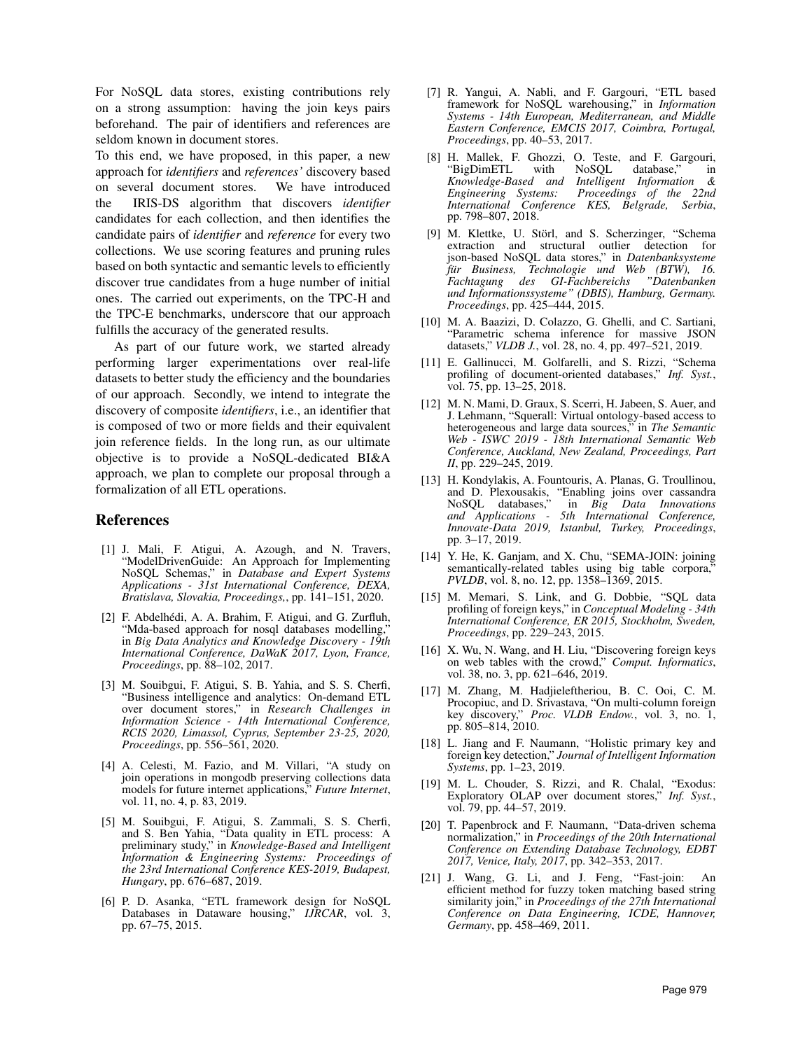For NoSQL data stores, existing contributions rely on a strong assumption: having the join keys pairs beforehand. The pair of identifiers and references are seldom known in document stores.

To this end, we have proposed, in this paper, a new approach for *identifiers* and *references'* discovery based on several document stores. We have introduced the IRIS-DS algorithm that discovers *identifier* candidates for each collection, and then identifies the candidate pairs of *identifier* and *reference* for every two collections. We use scoring features and pruning rules based on both syntactic and semantic levels to efficiently discover true candidates from a huge number of initial ones. The carried out experiments, on the TPC-H and the TPC-E benchmarks, underscore that our approach fulfills the accuracy of the generated results.

As part of our future work, we started already performing larger experimentations over real-life datasets to better study the efficiency and the boundaries of our approach. Secondly, we intend to integrate the discovery of composite *identifiers*, i.e., an identifier that is composed of two or more fields and their equivalent join reference fields. In the long run, as our ultimate objective is to provide a NoSQL-dedicated BI&A approach, we plan to complete our proposal through a formalization of all ETL operations.

## References

[1] J. Mali, F. Atigui, A. Azough, and N. Travers, "ModelDrivenGuide: An Approach for Implementing NoSQL Schemas," in *Database and Expert Systems Applications - 31st International Conference, DEXA, Bratislava, Slovakia, Proceedings,*, pp. 141–151, 2020.

[2] F. Abdelhédi, A. A. Brahim, F. Atigui, and G. Zurfluh, "Mda-based approach for nosql databases modelling," in *Big Data Analytics and Knowledge Discovery - 19th International Conference, DaWaK 2017, Lyon, France, Proceedings*, pp. 88–102, 2017.

[3] M. Souibgui, F. Atigui, S. B. Yahia, and S. S. Cherfi, "Business intelligence and analytics: On-demand ETL over document stores," in *Research Challenges in Information Science - 14th International Conference, RCIS 2020, Limassol, Cyprus, September 23-25, 2020, Proceedings*, pp. 556–561, 2020.

[4] A. Celesti, M. Fazio, and M. Villari, "A study on join operations in mongodb preserving collections data models for future internet applications," *Future Internet*, vol. 11, no. 4, p. 83, 2019.

[5] M. Souibgui, F. Atigui, S. Zammali, S. S. Cherfi, and S. Ben Yahia, "Data quality in ETL process: A preliminary study," in *Knowledge-Based and Intelligent Information & Engineering Systems: Proceedings of the 23rd International Conference KES-2019, Budapest, Hungary*, pp. 676–687, 2019.

[6] P. D. Asanka, "ETL framework design for NoSQL Databases in Dataware housing," *IJRCAR*, vol. 3, pp. 67–75, 2015.

[7] R. Yangui, A. Nabli, and F. Gargouri, "ETL based framework for NoSQL warehousing," in *Information Systems - 14th European, Mediterranean, and Middle Eastern Conference, EMCIS 2017, Coimbra, Portugal, Proceedings*, pp. 40–53, 2017.

[8] H. Mallek, F. Ghozzi, O. Teste, and F. Gargouri, "BigDimETL with NoSQL database," in *Knowledge-Based and Intelligent Information & Engineering Systems: Proceedings of the 22nd International Conference KES, Belgrade, Serbia*, pp. 798–807, 2018.

[9] M. Klettke, U. Störl, and S. Scherzinger, "Schema extraction and structural outlier detection for json-based NoSQL data stores," in *Datenbanksysteme für Business, Technologie und Web (BTW), 16. Fachtagung des GI-Fachbereichs "Datenbanken und Informationssysteme" (DBIS), Hamburg, Germany. Proceedings*, pp. 425–444, 2015.

[10] M. A. Baazizi, D. Colazzo, G. Ghelli, and C. Sartiani, "Parametric schema inference for massive JSON datasets," *VLDB J.*, vol. 28, no. 4, pp. 497–521, 2019.

[11] E. Gallinucci, M. Golfarelli, and S. Rizzi, "Schema profiling of document-oriented databases," *Inf. Syst.*, vol. 75, pp. 13–25, 2018.

[12] M. N. Mami, D. Graux, S. Scerri, H. Jabeen, S. Auer, and J. Lehmann, "Squerall: Virtual ontology-based access to heterogeneous and large data sources," in *The Semantic Web - ISWC 2019 - 18th International Semantic Web Conference, Auckland, New Zealand, Proceedings, Part II*, pp. 229–245, 2019.

[13] H. Kondylakis, A. Fountouris, A. Planas, G. Troullinou, and D. Plexousakis, "Enabling joins over cassandra NoSQL databases," in *Big Data Innovations and Applications - 5th International Conference, Innovate-Data 2019, Istanbul, Turkey, Proceedings*, pp. 3–17, 2019.

[14] Y. He, K. Ganjam, and X. Chu, "SEMA-JOIN: joining semantically-related tables using big table corpora," *PVLDB*, vol. 8, no. 12, pp. 1358–1369, 2015.

[15] M. Memari, S. Link, and G. Dobbie, "SQL data profiling of foreign keys," in *Conceptual Modeling - 34th International Conference, ER 2015, Stockholm, Sweden, Proceedings*, pp. 229–243, 2015.

[16] X. Wu, N. Wang, and H. Liu, "Discovering foreign keys on web tables with the crowd," *Comput. Informatics*, vol. 38, no. 3, pp. 621–646, 2019.

[17] M. Zhang, M. Hadjieleftheriou, B. C. Ooi, C. M. Procopiuc, and D. Srivastava, "On multi-column foreign key discovery," *Proc. VLDB Endow.*, vol. 3, no. 1, pp. 805–814, 2010.

[18] L. Jiang and F. Naumann, "Holistic primary key and foreign key detection," *Journal of Intelligent Information Systems*, pp. 1–23, 2019.

[19] M. L. Chouder, S. Rizzi, and R. Chalal, "Exodus: Exploratory OLAP over document stores," *Inf. Syst.*, vol. 79, pp. 44–57, 2019.

[20] T. Papenbrock and F. Naumann, "Data-driven schema normalization," in *Proceedings of the 20th International Conference on Extending Database Technology, EDBT 2017, Venice, Italy, 2017*, pp. 342–353, 2017.

[21] J. Wang, G. Li, and J. Feng, "Fast-join: An efficient method for fuzzy token matching based string similarity join," in *Proceedings of the 27th International Conference on Data Engineering, ICDE, Hannover, Germany*, pp. 458–469, 2011.